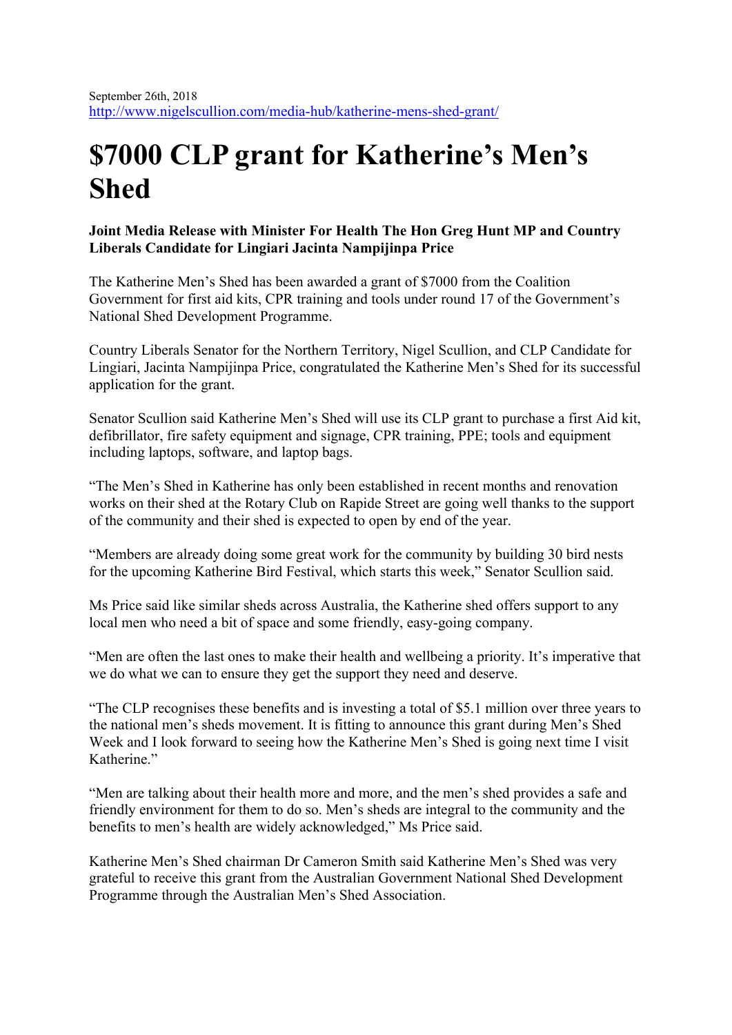September 26th, 2018
http://www.nigelscullion.com/media-hub/katherine-mens-shed-grant/

# $7000 CLP grant for Katherine's Men's Shed

**Joint Media Release with Minister For Health The Hon Greg Hunt MP and Country Liberals Candidate for Lingiari Jacinta Nampijinpa Price**

The Katherine Men's Shed has been awarded a grant of $7000 from the Coalition Government for first aid kits, CPR training and tools under round 17 of the Government's National Shed Development Programme.

Country Liberals Senator for the Northern Territory, Nigel Scullion, and CLP Candidate for Lingiari, Jacinta Nampijinpa Price, congratulated the Katherine Men's Shed for its successful application for the grant.

Senator Scullion said Katherine Men's Shed will use its CLP grant to purchase a first Aid kit, defibrillator, fire safety equipment and signage, CPR training, PPE; tools and equipment including laptops, software, and laptop bags.

"The Men's Shed in Katherine has only been established in recent months and renovation works on their shed at the Rotary Club on Rapide Street are going well thanks to the support of the community and their shed is expected to open by end of the year.

"Members are already doing some great work for the community by building 30 bird nests for the upcoming Katherine Bird Festival, which starts this week," Senator Scullion said.

Ms Price said like similar sheds across Australia, the Katherine shed offers support to any local men who need a bit of space and some friendly, easy-going company.

"Men are often the last ones to make their health and wellbeing a priority. It's imperative that we do what we can to ensure they get the support they need and deserve.

"The CLP recognises these benefits and is investing a total of $5.1 million over three years to the national men's sheds movement. It is fitting to announce this grant during Men's Shed Week and I look forward to seeing how the Katherine Men's Shed is going next time I visit Katherine."

"Men are talking about their health more and more, and the men's shed provides a safe and friendly environment for them to do so. Men's sheds are integral to the community and the benefits to men's health are widely acknowledged," Ms Price said.

Katherine Men's Shed chairman Dr Cameron Smith said Katherine Men's Shed was very grateful to receive this grant from the Australian Government National Shed Development Programme through the Australian Men's Shed Association.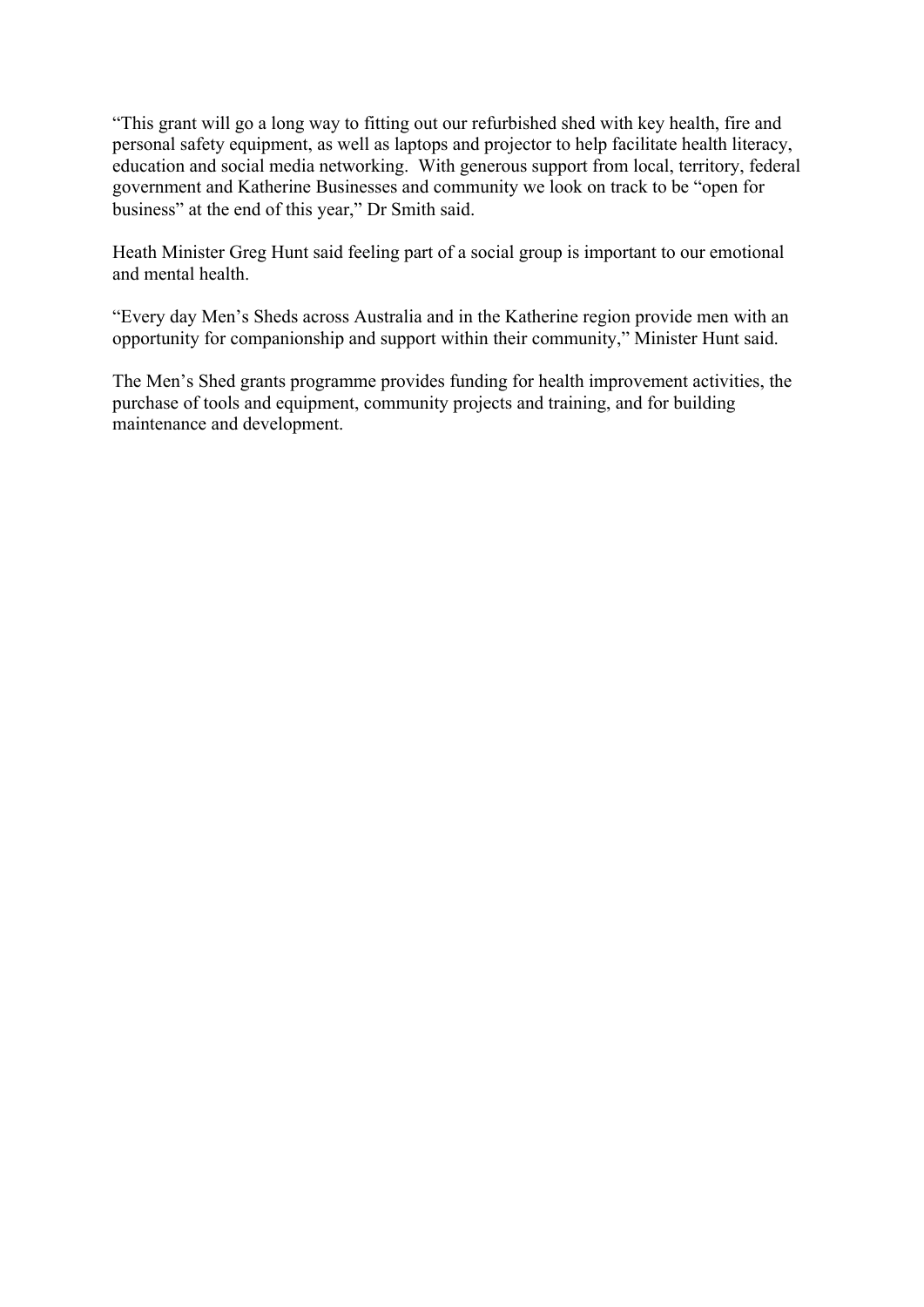"This grant will go a long way to fitting out our refurbished shed with key health, fire and personal safety equipment, as well as laptops and projector to help facilitate health literacy, education and social media networking.  With generous support from local, territory, federal government and Katherine Businesses and community we look on track to be "open for business" at the end of this year," Dr Smith said.

Heath Minister Greg Hunt said feeling part of a social group is important to our emotional and mental health.

"Every day Men's Sheds across Australia and in the Katherine region provide men with an opportunity for companionship and support within their community," Minister Hunt said.

The Men's Shed grants programme provides funding for health improvement activities, the purchase of tools and equipment, community projects and training, and for building maintenance and development.